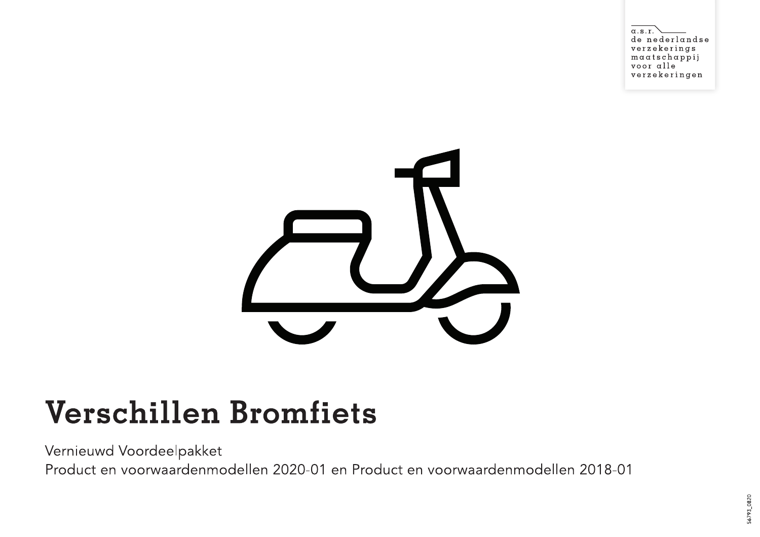a.s.r.
de nederlandse
verzekerings
maatschappij
voor alle
verzekeringen

# Verschillen Bromfiets

Vernieuwd Voordeelpakket
Product en voorwaardenmodellen 2020-01 en Product en voorwaardenmodellen 2018-01

56793_0820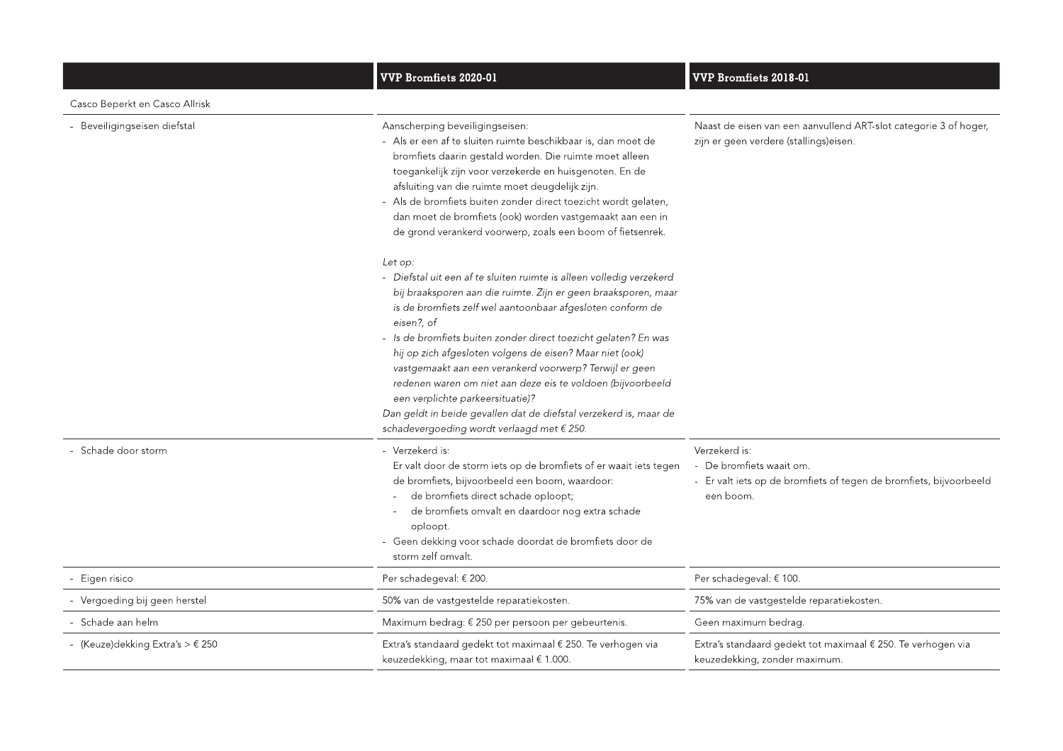| | VVP Bromfiets 2020-01 | VVP Bromfiets 2018-01 |
|---|---|---|
| Casco Beperkt en Casco Allrisk | | |
| - Beveiligingseisen diefstal | Aanscherping beveiligingseisen:<br>- Als er een af te sluiten ruimte beschikbaar is, dan moet de bromfiets daarin gestald worden. Die ruimte moet alleen toegankelijk zijn voor verzekerde en huisgenoten. En de afsluiting van die ruimte moet deugdelijk zijn.<br>- Als de bromfiets buiten zonder direct toezicht wordt gelaten, dan moet de bromfiets (ook) worden vastgemaakt aan een in de grond verankerd voorwerp, zoals een boom of fietsenrek.<br><br>*Let op:*<br>- *Diefstal uit een af te sluiten ruimte is alleen volledig verzekerd bij braaksporen aan die ruimte. Zijn er geen braaksporen, maar is de bromfiets zelf wel aantoonbaar afgesloten conform de eisen?, of*<br>- *Is de bromfiets buiten zonder direct toezicht gelaten? En was hij op zich afgesloten volgens de eisen? Maar niet (ook) vastgemaakt aan een verankerd voorwerp? Terwijl er geen redenen waren om niet aan deze eis te voldoen (bijvoorbeeld een verplichte parkeersituatie)?*<br>*Dan geldt in beide gevallen dat de diefstal verzekerd is, maar de schadevergoeding wordt verlaagd met € 250.* | Naast de eisen van een aanvullend ART-slot categorie 3 of hoger, zijn er geen verdere (stallings)eisen. |
| - Schade door storm | - Verzekerd is:<br>Er valt door de storm iets op de bromfiets of er waait iets tegen de bromfiets, bijvoorbeeld een boom, waardoor:<br>- de bromfiets direct schade oploopt;<br>- de bromfiets omvalt en daardoor nog extra schade oploopt.<br>- Geen dekking voor schade doordat de bromfiets door de storm zelf omvalt. | Verzekerd is:<br>- De bromfiets waait om.<br>- Er valt iets op de bromfiets of tegen de bromfiets, bijvoorbeeld een boom. |
| - Eigen risico | Per schadegeval: € 200. | Per schadegeval: € 100. |
| - Vergoeding bij geen herstel | 50% van de vastgestelde reparatiekosten. | 75% van de vastgestelde reparatiekosten. |
| - Schade aan helm | Maximum bedrag: € 250 per persoon per gebeurtenis. | Geen maximum bedrag. |
| - (Keuze)dekking Extra's > € 250 | Extra's standaard gedekt tot maximaal € 250. Te verhogen via keuzedekking, maar tot maximaal € 1.000. | Extra's standaard gedekt tot maximaal € 250. Te verhogen via keuzedekking, zonder maximum. |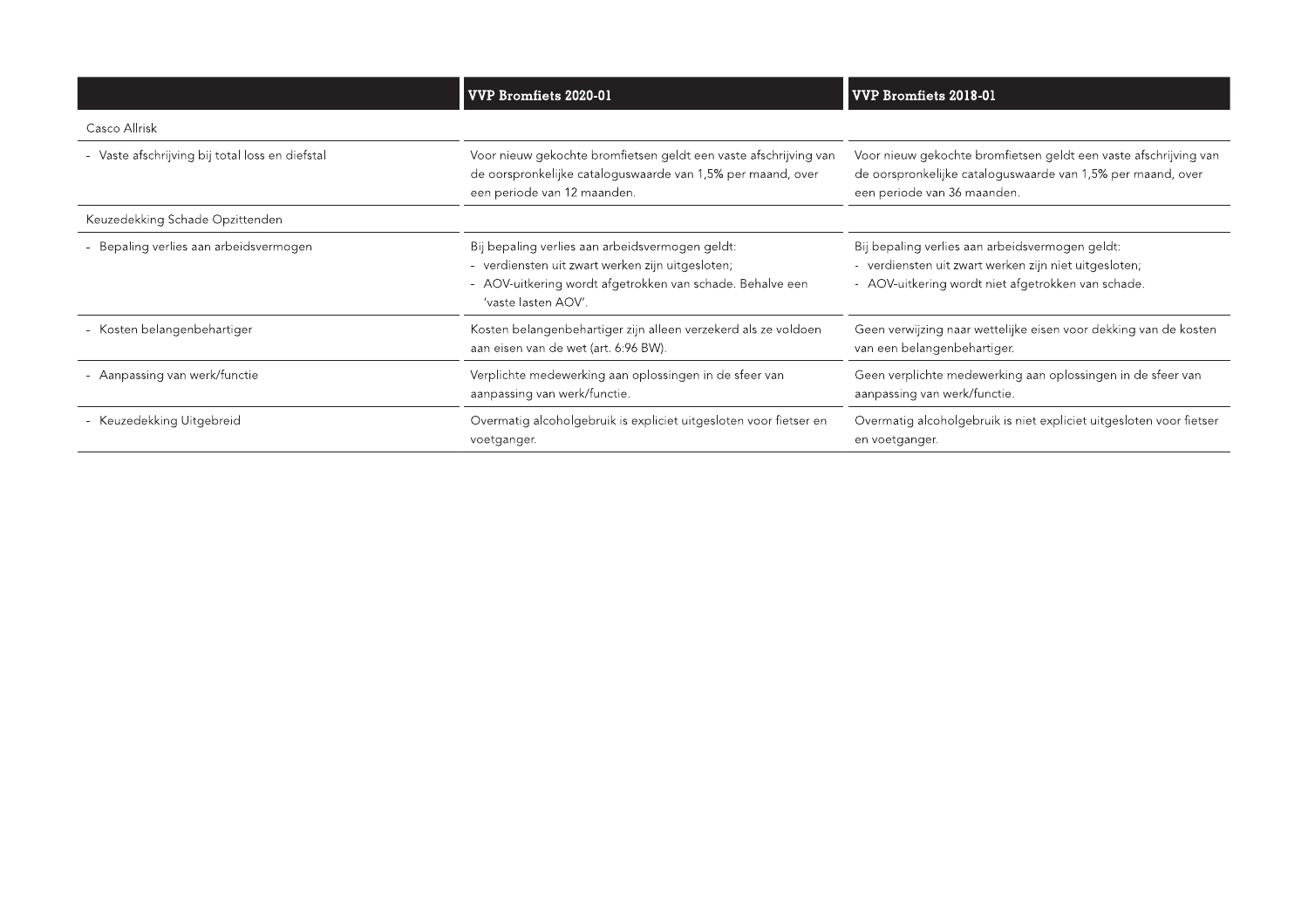| | VVP Bromfiets 2020-01 | VVP Bromfiets 2018-01 |
|---|---|---|
| Casco Allrisk | | |
| - Vaste afschrijving bij total loss en diefstal | Voor nieuw gekochte bromfietsen geldt een vaste afschrijving van de oorspronkelijke cataloguswaarde van 1,5% per maand, over een periode van 12 maanden. | Voor nieuw gekochte bromfietsen geldt een vaste afschrijving van de oorspronkelijke cataloguswaarde van 1,5% per maand, over een periode van 36 maanden. |
| Keuzedekking Schade Opzittenden | | |
| - Bepaling verlies aan arbeidsvermogen | Bij bepaling verlies aan arbeidsvermogen geldt:<br>- verdiensten uit zwart werken zijn uitgesloten;<br>- AOV-uitkering wordt afgetrokken van schade. Behalve een 'vaste lasten AOV'. | Bij bepaling verlies aan arbeidsvermogen geldt:<br>- verdiensten uit zwart werken zijn niet uitgesloten;<br>- AOV-uitkering wordt niet afgetrokken van schade. |
| - Kosten belangenbehartiger | Kosten belangenbehartiger zijn alleen verzekerd als ze voldoen aan eisen van de wet (art. 6:96 BW). | Geen verwijzing naar wettelijke eisen voor dekking van de kosten van een belangenbehartiger. |
| - Aanpassing van werk/functie | Verplichte medewerking aan oplossingen in de sfeer van aanpassing van werk/functie. | Geen verplichte medewerking aan oplossingen in de sfeer van aanpassing van werk/functie. |
| - Keuzedekking Uitgebreid | Overmatig alcoholgebruik is expliciet uitgesloten voor fietser en voetganger. | Overmatig alcoholgebruik is niet expliciet uitgesloten voor fietser en voetganger. |